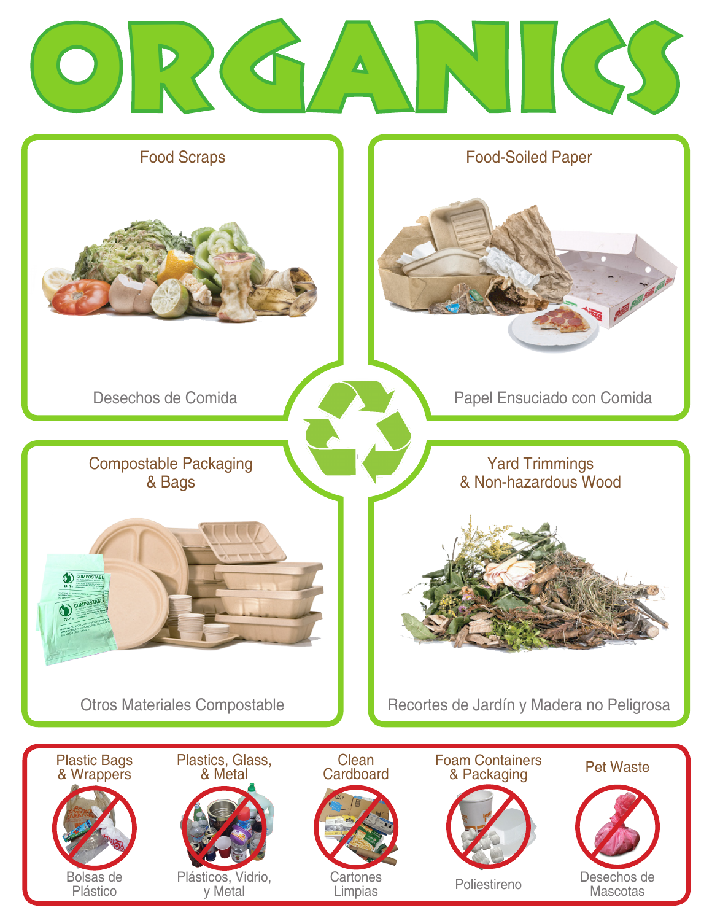# ORGANICS

## Food Scraps

Desechos de Comida

## Food-Soiled Paper

Papel Ensuciado con Comida

## Compostable Packaging & Bags

Otros Materiales Compostable

## Yard Trimmings & Non-hazardous Wood

Recortes de Jardín y Madera no Peligrosa

---

- Plastic Bags & Wrappers — Bolsas de Plástico
- Plastics, Glass, & Metal — Plásticos, Vidrio, y Metal
- Clean Cardboard — Cartones Limpias
- Foam Containers & Packaging — Poliestireno
- Pet Waste — Desechos de Mascotas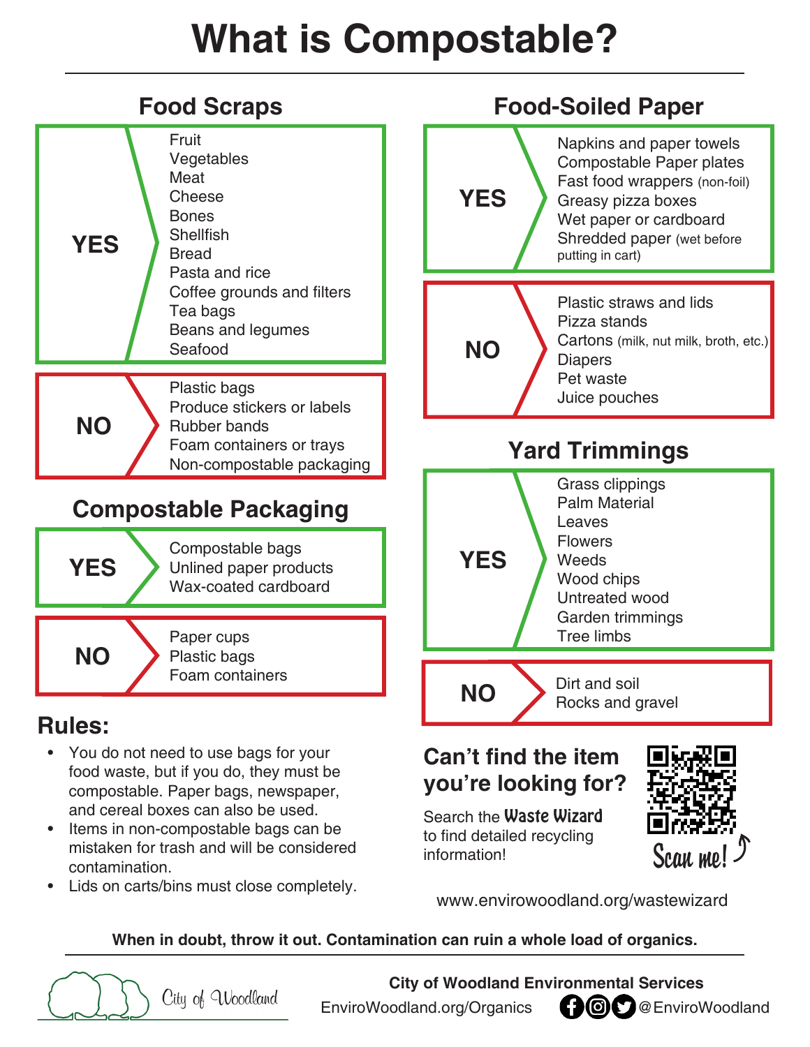# What is Compostable?

## Food Scraps

**YES**

- Fruit
- Vegetables
- Meat
- Cheese
- Bones
- Shellfish
- Bread
- Pasta and rice
- Coffee grounds and filters
- Tea bags
- Beans and legumes
- Seafood

**NO**

- Plastic bags
- Produce stickers or labels
- Rubber bands
- Foam containers or trays
- Non-compostable packaging

## Compostable Packaging

**YES**

- Compostable bags
- Unlined paper products
- Wax-coated cardboard

**NO**

- Paper cups
- Plastic bags
- Foam containers

## Rules:

- You do not need to use bags for your food waste, but if you do, they must be compostable. Paper bags, newspaper, and cereal boxes can also be used.
- Items in non-compostable bags can be mistaken for trash and will be considered contamination.
- Lids on carts/bins must close completely.

## Food-Soiled Paper

**YES**

- Napkins and paper towels
- Compostable Paper plates
- Fast food wrappers (non-foil)
- Greasy pizza boxes
- Wet paper or cardboard
- Shredded paper (wet before putting in cart)

**NO**

- Plastic straws and lids
- Pizza stands
- Cartons (milk, nut milk, broth, etc.)
- Diapers
- Pet waste
- Juice pouches

## Yard Trimmings

**YES**

- Grass clippings
- Palm Material
- Leaves
- Flowers
- Weeds
- Wood chips
- Untreated wood
- Garden trimmings
- Tree limbs

**NO**

- Dirt and soil
- Rocks and gravel

## Can't find the item you're looking for?

Search the **Waste Wizard** to find detailed recycling information!

Scan me!

www.envirowoodland.org/wastewizard

**When in doubt, throw it out. Contamination can ruin a whole load of organics.**

City of Woodland

**City of Woodland Environmental Services**

EnviroWoodland.org/Organics @EnviroWoodland